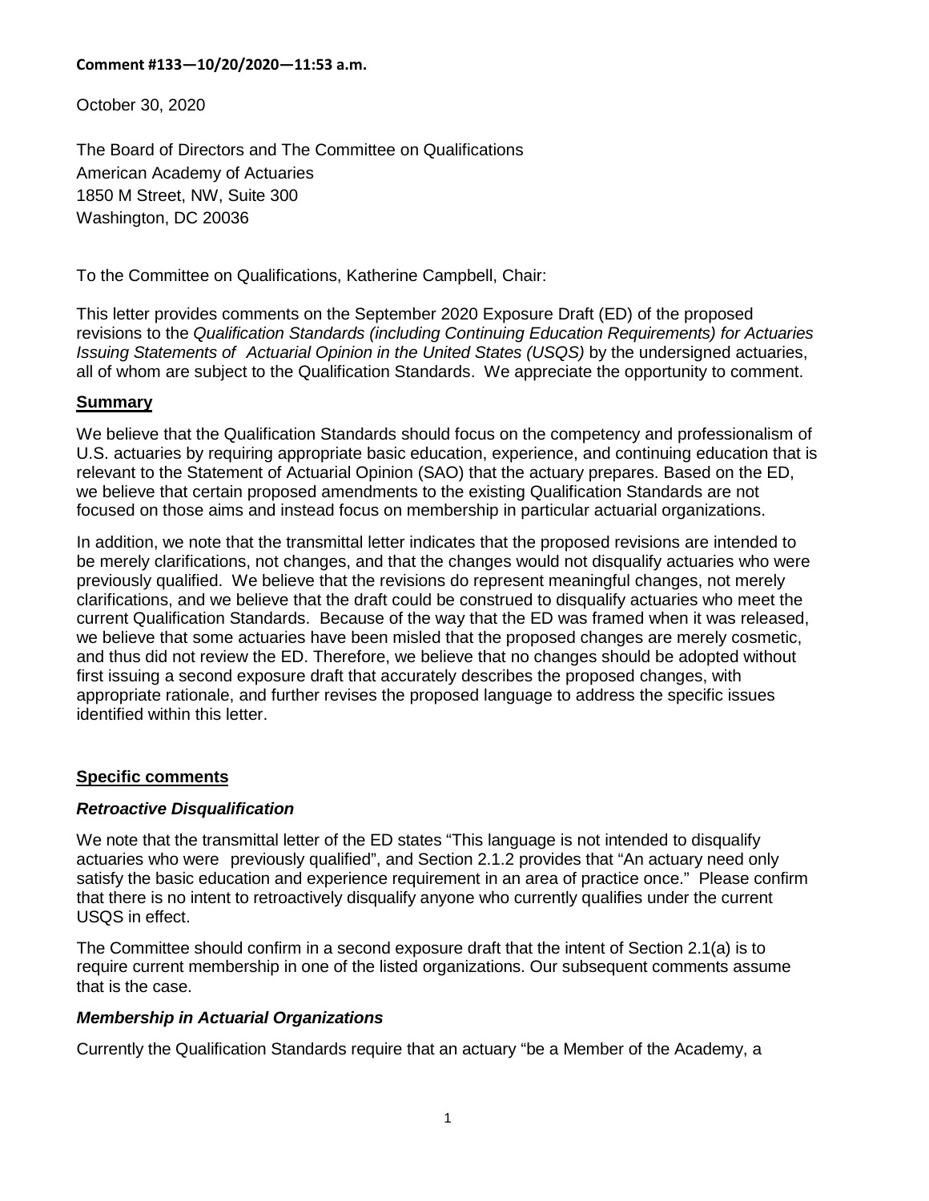**Comment #133—10/20/2020—11:53 a.m.**

October 30, 2020

The Board of Directors and The Committee on Qualifications
American Academy of Actuaries
1850 M Street, NW, Suite 300
Washington, DC 20036

To the Committee on Qualifications, Katherine Campbell, Chair:

This letter provides comments on the September 2020 Exposure Draft (ED) of the proposed revisions to the *Qualification Standards (including Continuing Education Requirements) for Actuaries Issuing Statements of Actuarial Opinion in the United States (USQS)* by the undersigned actuaries, all of whom are subject to the Qualification Standards. We appreciate the opportunity to comment.

## Summary

We believe that the Qualification Standards should focus on the competency and professionalism of U.S. actuaries by requiring appropriate basic education, experience, and continuing education that is relevant to the Statement of Actuarial Opinion (SAO) that the actuary prepares. Based on the ED, we believe that certain proposed amendments to the existing Qualification Standards are not focused on those aims and instead focus on membership in particular actuarial organizations.

In addition, we note that the transmittal letter indicates that the proposed revisions are intended to be merely clarifications, not changes, and that the changes would not disqualify actuaries who were previously qualified. We believe that the revisions do represent meaningful changes, not merely clarifications, and we believe that the draft could be construed to disqualify actuaries who meet the current Qualification Standards. Because of the way that the ED was framed when it was released, we believe that some actuaries have been misled that the proposed changes are merely cosmetic, and thus did not review the ED. Therefore, we believe that no changes should be adopted without first issuing a second exposure draft that accurately describes the proposed changes, with appropriate rationale, and further revises the proposed language to address the specific issues identified within this letter.

## Specific comments

### *Retroactive Disqualification*

We note that the transmittal letter of the ED states "This language is not intended to disqualify actuaries who were previously qualified", and Section 2.1.2 provides that "An actuary need only satisfy the basic education and experience requirement in an area of practice once." Please confirm that there is no intent to retroactively disqualify anyone who currently qualifies under the current USQS in effect.

The Committee should confirm in a second exposure draft that the intent of Section 2.1(a) is to require current membership in one of the listed organizations. Our subsequent comments assume that is the case.

### *Membership in Actuarial Organizations*

Currently the Qualification Standards require that an actuary "be a Member of the Academy, a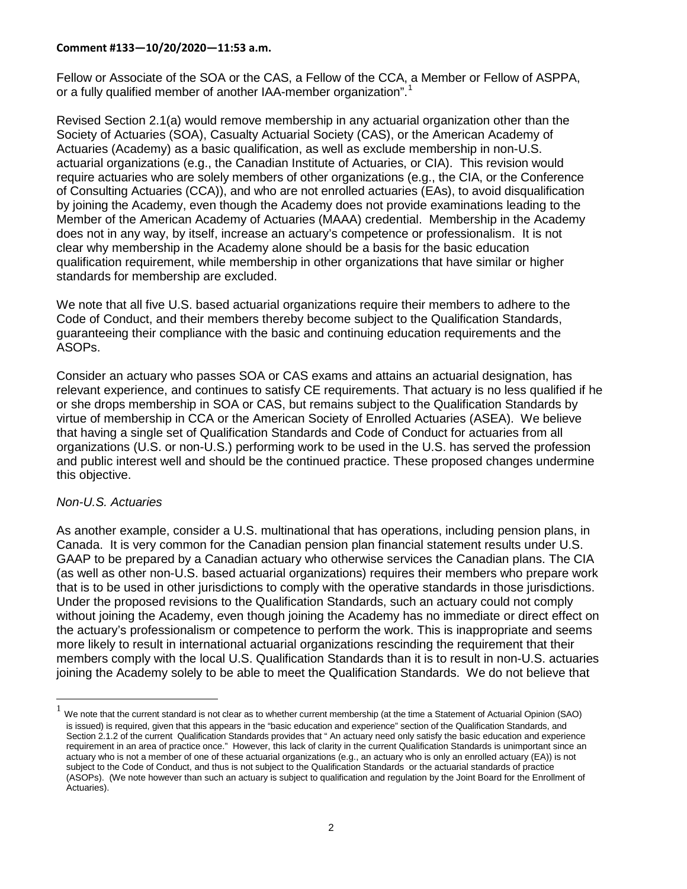Fellow or Associate of the SOA or the CAS, a Fellow of the CCA, a Member or Fellow of ASPPA, or a fully qualified member of another IAA-member organization".[1]

Revised Section 2.1(a) would remove membership in any actuarial organization other than the Society of Actuaries (SOA), Casualty Actuarial Society (CAS), or the American Academy of Actuaries (Academy) as a basic qualification, as well as exclude membership in non-U.S. actuarial organizations (e.g., the Canadian Institute of Actuaries, or CIA). This revision would require actuaries who are solely members of other organizations (e.g., the CIA, or the Conference of Consulting Actuaries (CCA)), and who are not enrolled actuaries (EAs), to avoid disqualification by joining the Academy, even though the Academy does not provide examinations leading to the Member of the American Academy of Actuaries (MAAA) credential. Membership in the Academy does not in any way, by itself, increase an actuary's competence or professionalism. It is not clear why membership in the Academy alone should be a basis for the basic education qualification requirement, while membership in other organizations that have similar or higher standards for membership are excluded.

We note that all five U.S. based actuarial organizations require their members to adhere to the Code of Conduct, and their members thereby become subject to the Qualification Standards, guaranteeing their compliance with the basic and continuing education requirements and the ASOPs.

Consider an actuary who passes SOA or CAS exams and attains an actuarial designation, has relevant experience, and continues to satisfy CE requirements. That actuary is no less qualified if he or she drops membership in SOA or CAS, but remains subject to the Qualification Standards by virtue of membership in CCA or the American Society of Enrolled Actuaries (ASEA). We believe that having a single set of Qualification Standards and Code of Conduct for actuaries from all organizations (U.S. or non-U.S.) performing work to be used in the U.S. has served the profession and public interest well and should be the continued practice. These proposed changes undermine this objective.

*Non-U.S. Actuaries*

As another example, consider a U.S. multinational that has operations, including pension plans, in Canada. It is very common for the Canadian pension plan financial statement results under U.S. GAAP to be prepared by a Canadian actuary who otherwise services the Canadian plans. The CIA (as well as other non-U.S. based actuarial organizations) requires their members who prepare work that is to be used in other jurisdictions to comply with the operative standards in those jurisdictions. Under the proposed revisions to the Qualification Standards, such an actuary could not comply without joining the Academy, even though joining the Academy has no immediate or direct effect on the actuary's professionalism or competence to perform the work. This is inappropriate and seems more likely to result in international actuarial organizations rescinding the requirement that their members comply with the local U.S. Qualification Standards than it is to result in non-U.S. actuaries joining the Academy solely to be able to meet the Qualification Standards. We do not believe that

---

[1] We note that the current standard is not clear as to whether current membership (at the time a Statement of Actuarial Opinion (SAO) is issued) is required, given that this appears in the "basic education and experience" section of the Qualification Standards, and Section 2.1.2 of the current Qualification Standards provides that " An actuary need only satisfy the basic education and experience requirement in an area of practice once." However, this lack of clarity in the current Qualification Standards is unimportant since an actuary who is not a member of one of these actuarial organizations (e.g., an actuary who is only an enrolled actuary (EA)) is not subject to the Code of Conduct, and thus is not subject to the Qualification Standards or the actuarial standards of practice (ASOPs). (We note however than such an actuary is subject to qualification and regulation by the Joint Board for the Enrollment of Actuaries).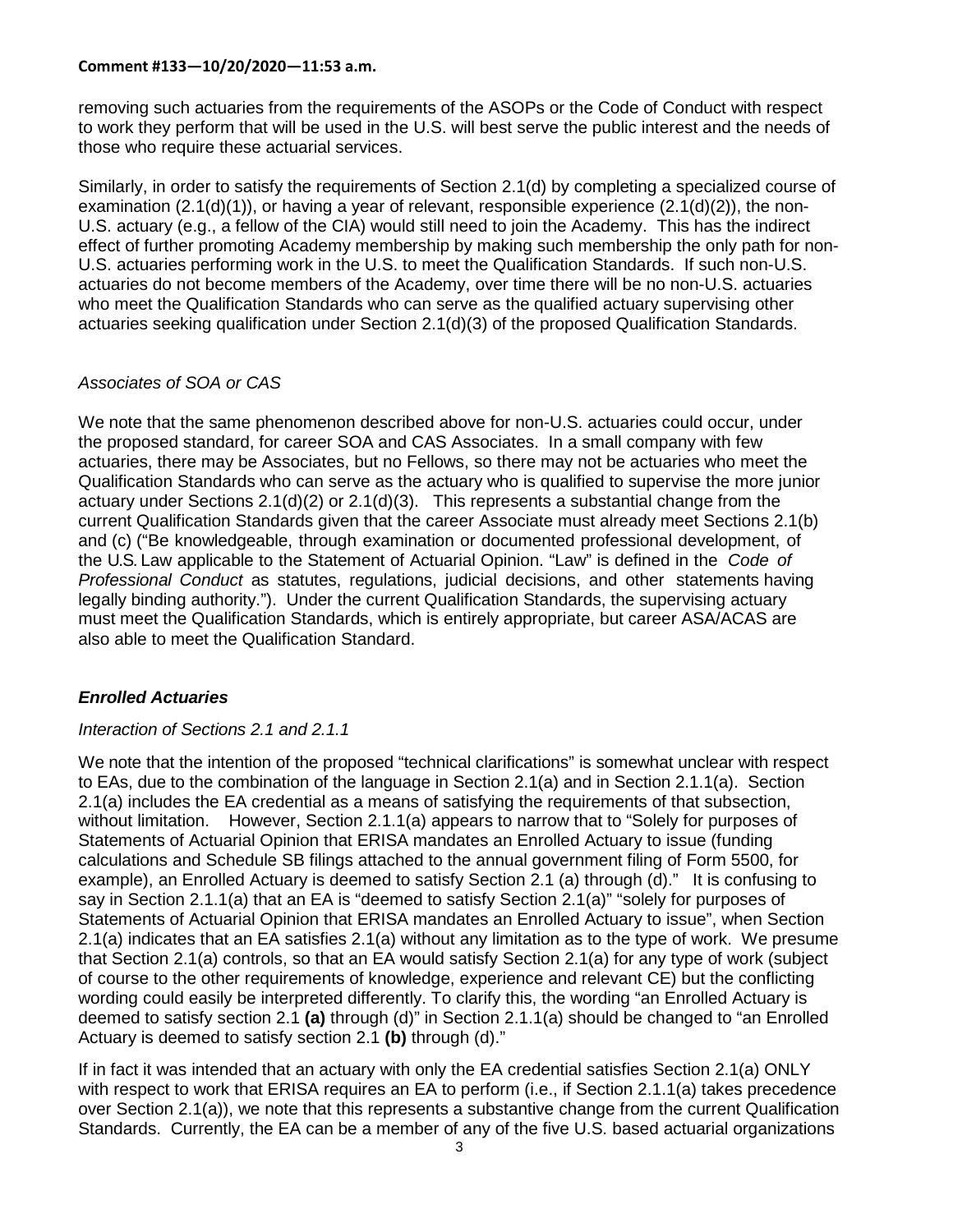removing such actuaries from the requirements of the ASOPs or the Code of Conduct with respect to work they perform that will be used in the U.S. will best serve the public interest and the needs of those who require these actuarial services.

Similarly, in order to satisfy the requirements of Section 2.1(d) by completing a specialized course of examination (2.1(d)(1)), or having a year of relevant, responsible experience (2.1(d)(2)), the non-U.S. actuary (e.g., a fellow of the CIA) would still need to join the Academy. This has the indirect effect of further promoting Academy membership by making such membership the only path for non-U.S. actuaries performing work in the U.S. to meet the Qualification Standards. If such non-U.S. actuaries do not become members of the Academy, over time there will be no non-U.S. actuaries who meet the Qualification Standards who can serve as the qualified actuary supervising other actuaries seeking qualification under Section 2.1(d)(3) of the proposed Qualification Standards.

*Associates of SOA or CAS*

We note that the same phenomenon described above for non-U.S. actuaries could occur, under the proposed standard, for career SOA and CAS Associates. In a small company with few actuaries, there may be Associates, but no Fellows, so there may not be actuaries who meet the Qualification Standards who can serve as the actuary who is qualified to supervise the more junior actuary under Sections 2.1(d)(2) or 2.1(d)(3). This represents a substantial change from the current Qualification Standards given that the career Associate must already meet Sections 2.1(b) and (c) ("Be knowledgeable, through examination or documented professional development, of the U.S. Law applicable to the Statement of Actuarial Opinion. "Law" is defined in the *Code of Professional Conduct* as statutes, regulations, judicial decisions, and other statements having legally binding authority."). Under the current Qualification Standards, the supervising actuary must meet the Qualification Standards, which is entirely appropriate, but career ASA/ACAS are also able to meet the Qualification Standard.

### *Enrolled Actuaries*

*Interaction of Sections 2.1 and 2.1.1*

We note that the intention of the proposed "technical clarifications" is somewhat unclear with respect to EAs, due to the combination of the language in Section 2.1(a) and in Section 2.1.1(a). Section 2.1(a) includes the EA credential as a means of satisfying the requirements of that subsection, without limitation. However, Section 2.1.1(a) appears to narrow that to "Solely for purposes of Statements of Actuarial Opinion that ERISA mandates an Enrolled Actuary to issue (funding calculations and Schedule SB filings attached to the annual government filing of Form 5500, for example), an Enrolled Actuary is deemed to satisfy Section 2.1 (a) through (d)." It is confusing to say in Section 2.1.1(a) that an EA is "deemed to satisfy Section 2.1(a)" "solely for purposes of Statements of Actuarial Opinion that ERISA mandates an Enrolled Actuary to issue", when Section 2.1(a) indicates that an EA satisfies 2.1(a) without any limitation as to the type of work. We presume that Section 2.1(a) controls, so that an EA would satisfy Section 2.1(a) for any type of work (subject of course to the other requirements of knowledge, experience and relevant CE) but the conflicting wording could easily be interpreted differently. To clarify this, the wording "an Enrolled Actuary is deemed to satisfy section 2.1 **(a)** through (d)" in Section 2.1.1(a) should be changed to "an Enrolled Actuary is deemed to satisfy section 2.1 **(b)** through (d)."

If in fact it was intended that an actuary with only the EA credential satisfies Section 2.1(a) ONLY with respect to work that ERISA requires an EA to perform (i.e., if Section 2.1.1(a) takes precedence over Section 2.1(a)), we note that this represents a substantive change from the current Qualification Standards. Currently, the EA can be a member of any of the five U.S. based actuarial organizations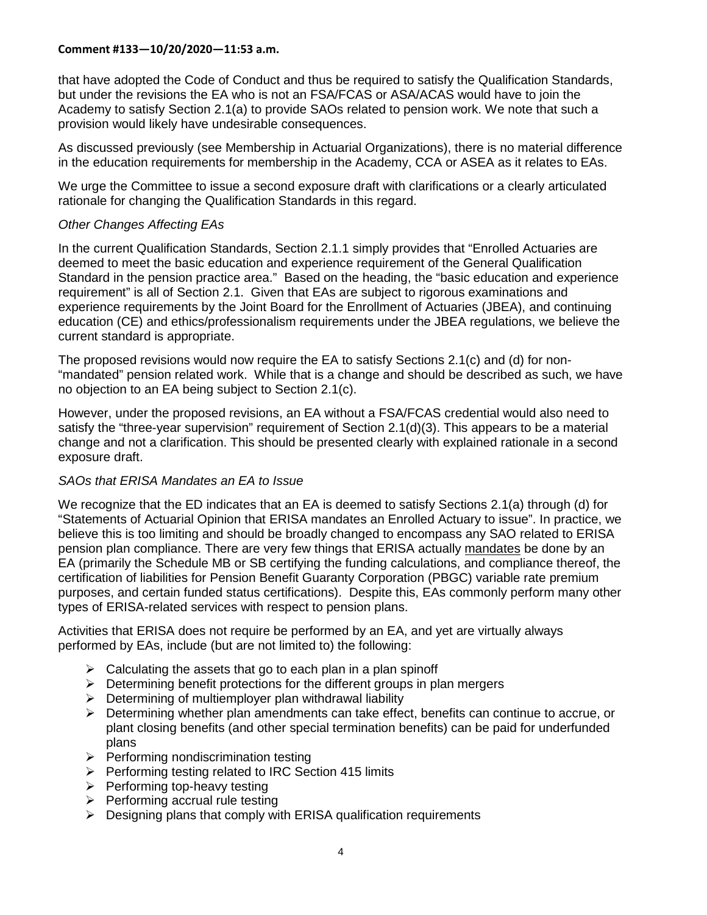that have adopted the Code of Conduct and thus be required to satisfy the Qualification Standards, but under the revisions the EA who is not an FSA/FCAS or ASA/ACAS would have to join the Academy to satisfy Section 2.1(a) to provide SAOs related to pension work. We note that such a provision would likely have undesirable consequences.

As discussed previously (see Membership in Actuarial Organizations), there is no material difference in the education requirements for membership in the Academy, CCA or ASEA as it relates to EAs.

We urge the Committee to issue a second exposure draft with clarifications or a clearly articulated rationale for changing the Qualification Standards in this regard.

*Other Changes Affecting EAs*

In the current Qualification Standards, Section 2.1.1 simply provides that "Enrolled Actuaries are deemed to meet the basic education and experience requirement of the General Qualification Standard in the pension practice area." Based on the heading, the "basic education and experience requirement" is all of Section 2.1. Given that EAs are subject to rigorous examinations and experience requirements by the Joint Board for the Enrollment of Actuaries (JBEA), and continuing education (CE) and ethics/professionalism requirements under the JBEA regulations, we believe the current standard is appropriate.

The proposed revisions would now require the EA to satisfy Sections 2.1(c) and (d) for non-"mandated" pension related work. While that is a change and should be described as such, we have no objection to an EA being subject to Section 2.1(c).

However, under the proposed revisions, an EA without a FSA/FCAS credential would also need to satisfy the "three-year supervision" requirement of Section 2.1(d)(3). This appears to be a material change and not a clarification. This should be presented clearly with explained rationale in a second exposure draft.

*SAOs that ERISA Mandates an EA to Issue*

We recognize that the ED indicates that an EA is deemed to satisfy Sections 2.1(a) through (d) for "Statements of Actuarial Opinion that ERISA mandates an Enrolled Actuary to issue". In practice, we believe this is too limiting and should be broadly changed to encompass any SAO related to ERISA pension plan compliance. There are very few things that ERISA actually mandates be done by an EA (primarily the Schedule MB or SB certifying the funding calculations, and compliance thereof, the certification of liabilities for Pension Benefit Guaranty Corporation (PBGC) variable rate premium purposes, and certain funded status certifications). Despite this, EAs commonly perform many other types of ERISA-related services with respect to pension plans.

Activities that ERISA does not require be performed by an EA, and yet are virtually always performed by EAs, include (but are not limited to) the following:

- Calculating the assets that go to each plan in a plan spinoff
- Determining benefit protections for the different groups in plan mergers
- Determining of multiemployer plan withdrawal liability
- Determining whether plan amendments can take effect, benefits can continue to accrue, or plant closing benefits (and other special termination benefits) can be paid for underfunded plans
- Performing nondiscrimination testing
- Performing testing related to IRC Section 415 limits
- Performing top-heavy testing
- Performing accrual rule testing
- Designing plans that comply with ERISA qualification requirements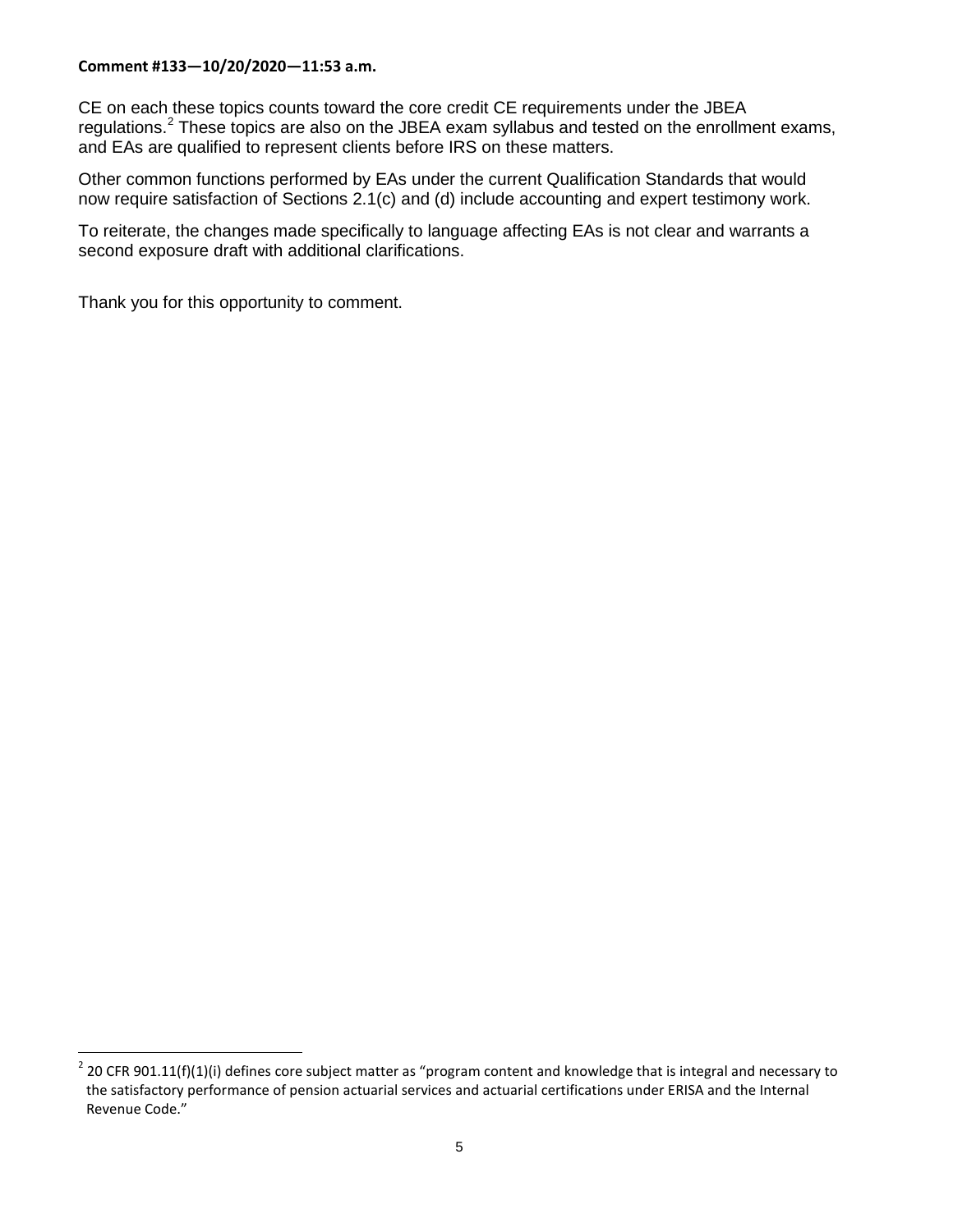**Comment #133—10/20/2020—11:53 a.m.**

CE on each these topics counts toward the core credit CE requirements under the JBEA regulations.[2] These topics are also on the JBEA exam syllabus and tested on the enrollment exams, and EAs are qualified to represent clients before IRS on these matters.

Other common functions performed by EAs under the current Qualification Standards that would now require satisfaction of Sections 2.1(c) and (d) include accounting and expert testimony work.

To reiterate, the changes made specifically to language affecting EAs is not clear and warrants a second exposure draft with additional clarifications.

Thank you for this opportunity to comment.

[2] 20 CFR 901.11(f)(1)(i) defines core subject matter as "program content and knowledge that is integral and necessary to the satisfactory performance of pension actuarial services and actuarial certifications under ERISA and the Internal Revenue Code."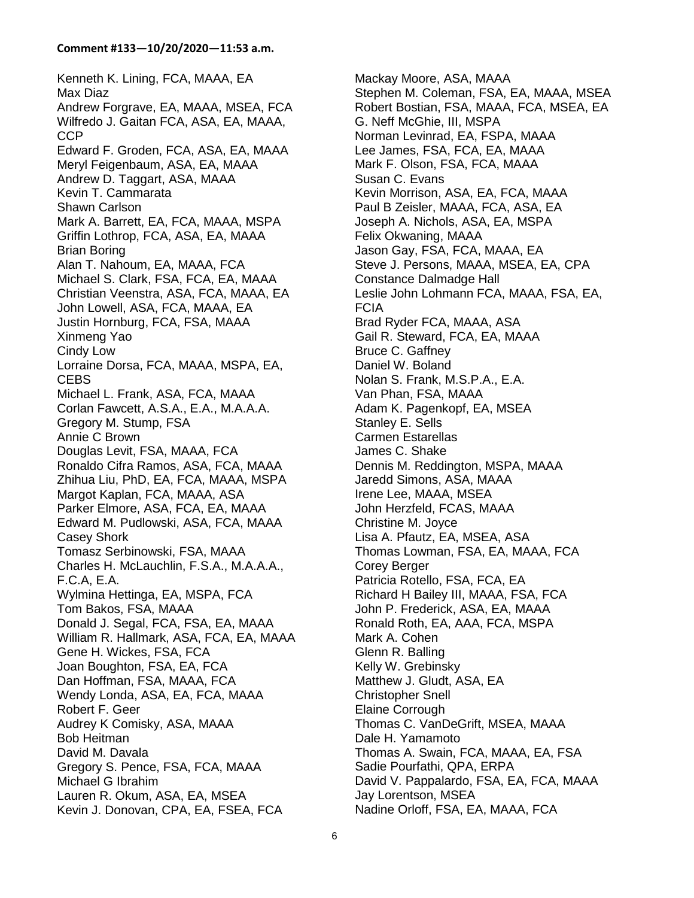**Comment #133—10/20/2020—11:53 a.m.**

Kenneth K. Lining, FCA, MAAA, EA
Max Diaz
Andrew Forgrave, EA, MAAA, MSEA, FCA
Wilfredo J. Gaitan FCA, ASA, EA, MAAA, CCP
Edward F. Groden, FCA, ASA, EA, MAAA
Meryl Feigenbaum, ASA, EA, MAAA
Andrew D. Taggart, ASA, MAAA
Kevin T. Cammarata
Shawn Carlson
Mark A. Barrett, EA, FCA, MAAA, MSPA
Griffin Lothrop, FCA, ASA, EA, MAAA
Brian Boring
Alan T. Nahoum, EA, MAAA, FCA
Michael S. Clark, FSA, FCA, EA, MAAA
Christian Veenstra, ASA, FCA, MAAA, EA
John Lowell, ASA, FCA, MAAA, EA
Justin Hornburg, FCA, FSA, MAAA
Xinmeng Yao
Cindy Low
Lorraine Dorsa, FCA, MAAA, MSPA, EA, CEBS
Michael L. Frank, ASA, FCA, MAAA
Corlan Fawcett, A.S.A., E.A., M.A.A.A.
Gregory M. Stump, FSA
Annie C Brown
Douglas Levit, FSA, MAAA, FCA
Ronaldo Cifra Ramos, ASA, FCA, MAAA
Zhihua Liu, PhD, EA, FCA, MAAA, MSPA
Margot Kaplan, FCA, MAAA, ASA
Parker Elmore, ASA, FCA, EA, MAAA
Edward M. Pudlowski, ASA, FCA, MAAA
Casey Shork
Tomasz Serbinowski, FSA, MAAA
Charles H. McLauchlin, F.S.A., M.A.A.A., F.C.A, E.A.
Wylmina Hettinga, EA, MSPA, FCA
Tom Bakos, FSA, MAAA
Donald J. Segal, FCA, FSA, EA, MAAA
William R. Hallmark, ASA, FCA, EA, MAAA
Gene H. Wickes, FSA, FCA
Joan Boughton, FSA, EA, FCA
Dan Hoffman, FSA, MAAA, FCA
Wendy Londa, ASA, EA, FCA, MAAA
Robert F. Geer
Audrey K Comisky, ASA, MAAA
Bob Heitman
David M. Davala
Gregory S. Pence, FSA, FCA, MAAA
Michael G Ibrahim
Lauren R. Okum, ASA, EA, MSEA
Kevin J. Donovan, CPA, EA, FSEA, FCA
Mackay Moore, ASA, MAAA
Stephen M. Coleman, FSA, EA, MAAA, MSEA
Robert Bostian, FSA, MAAA, FCA, MSEA, EA
G. Neff McGhie, III, MSPA
Norman Levinrad, EA, FSPA, MAAA
Lee James, FSA, FCA, EA, MAAA
Mark F. Olson, FSA, FCA, MAAA
Susan C. Evans
Kevin Morrison, ASA, EA, FCA, MAAA
Paul B Zeisler, MAAA, FCA, ASA, EA
Joseph A. Nichols, ASA, EA, MSPA
Felix Okwaning, MAAA
Jason Gay, FSA, FCA, MAAA, EA
Steve J. Persons, MAAA, MSEA, EA, CPA
Constance Dalmadge Hall
Leslie John Lohmann FCA, MAAA, FSA, EA, FCIA
Brad Ryder FCA, MAAA, ASA
Gail R. Steward, FCA, EA, MAAA
Bruce C. Gaffney
Daniel W. Boland
Nolan S. Frank, M.S.P.A., E.A.
Van Phan, FSA, MAAA
Adam K. Pagenkopf, EA, MSEA
Stanley E. Sells
Carmen Estarellas
James C. Shake
Dennis M. Reddington, MSPA, MAAA
Jaredd Simons, ASA, MAAA
Irene Lee, MAAA, MSEA
John Herzfeld, FCAS, MAAA
Christine M. Joyce
Lisa A. Pfautz, EA, MSEA, ASA
Thomas Lowman, FSA, EA, MAAA, FCA
Corey Berger
Patricia Rotello, FSA, FCA, EA
Richard H Bailey III, MAAA, FSA, FCA
John P. Frederick, ASA, EA, MAAA
Ronald Roth, EA, AAA, FCA, MSPA
Mark A. Cohen
Glenn R. Balling
Kelly W. Grebinsky
Matthew J. Gludt, ASA, EA
Christopher Snell
Elaine Corrough
Thomas C. VanDeGrift, MSEA, MAAA
Dale H. Yamamoto
Thomas A. Swain, FCA, MAAA, EA, FSA
Sadie Pourfathi, QPA, ERPA
David V. Pappalardo, FSA, EA, FCA, MAAA
Jay Lorentson, MSEA
Nadine Orloff, FSA, EA, MAAA, FCA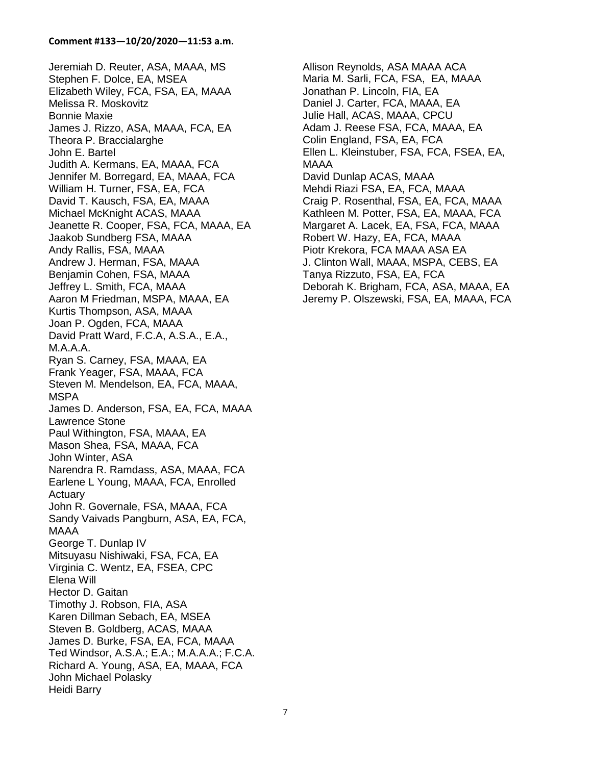**Comment #133—10/20/2020—11:53 a.m.**

Jeremiah D. Reuter, ASA, MAAA, MS
Stephen F. Dolce, EA, MSEA
Elizabeth Wiley, FCA, FSA, EA, MAAA
Melissa R. Moskovitz
Bonnie Maxie
James J. Rizzo, ASA, MAAA, FCA, EA
Theora P. Braccialarghe
John E. Bartel
Judith A. Kermans, EA, MAAA, FCA
Jennifer M. Borregard, EA, MAAA, FCA
William H. Turner, FSA, EA, FCA
David T. Kausch, FSA, EA, MAAA
Michael McKnight ACAS, MAAA
Jeanette R. Cooper, FSA, FCA, MAAA, EA
Jaakob Sundberg FSA, MAAA
Andy Rallis, FSA, MAAA
Andrew J. Herman, FSA, MAAA
Benjamin Cohen, FSA, MAAA
Jeffrey L. Smith, FCA, MAAA
Aaron M Friedman, MSPA, MAAA, EA
Kurtis Thompson, ASA, MAAA
Joan P. Ogden, FCA, MAAA
David Pratt Ward, F.C.A, A.S.A., E.A., M.A.A.A.
Ryan S. Carney, FSA, MAAA, EA
Frank Yeager, FSA, MAAA, FCA
Steven M. Mendelson, EA, FCA, MAAA, MSPA
James D. Anderson, FSA, EA, FCA, MAAA
Lawrence Stone
Paul Withington, FSA, MAAA, EA
Mason Shea, FSA, MAAA, FCA
John Winter, ASA
Narendra R. Ramdass, ASA, MAAA, FCA
Earlene L Young, MAAA, FCA, Enrolled Actuary
John R. Governale, FSA, MAAA, FCA
Sandy Vaivads Pangburn, ASA, EA, FCA, MAAA
George T. Dunlap IV
Mitsuyasu Nishiwaki, FSA, FCA, EA
Virginia C. Wentz, EA, FSEA, CPC
Elena Will
Hector D. Gaitan
Timothy J. Robson, FIA, ASA
Karen Dillman Sebach, EA, MSEA
Steven B. Goldberg, ACAS, MAAA
James D. Burke, FSA, EA, FCA, MAAA
Ted Windsor, A.S.A.; E.A.; M.A.A.A.; F.C.A.
Richard A. Young, ASA, EA, MAAA, FCA
John Michael Polasky
Heidi Barry
Allison Reynolds, ASA MAAA ACA
Maria M. Sarli, FCA, FSA, EA, MAAA
Jonathan P. Lincoln, FIA, EA
Daniel J. Carter, FCA, MAAA, EA
Julie Hall, ACAS, MAAA, CPCU
Adam J. Reese FSA, FCA, MAAA, EA
Colin England, FSA, EA, FCA
Ellen L. Kleinstuber, FSA, FCA, FSEA, EA, MAAA
David Dunlap ACAS, MAAA
Mehdi Riazi FSA, EA, FCA, MAAA
Craig P. Rosenthal, FSA, EA, FCA, MAAA
Kathleen M. Potter, FSA, EA, MAAA, FCA
Margaret A. Lacek, EA, FSA, FCA, MAAA
Robert W. Hazy, EA, FCA, MAAA
Piotr Krekora, FCA MAAA ASA EA
J. Clinton Wall, MAAA, MSPA, CEBS, EA
Tanya Rizzuto, FSA, EA, FCA
Deborah K. Brigham, FCA, ASA, MAAA, EA
Jeremy P. Olszewski, FSA, EA, MAAA, FCA